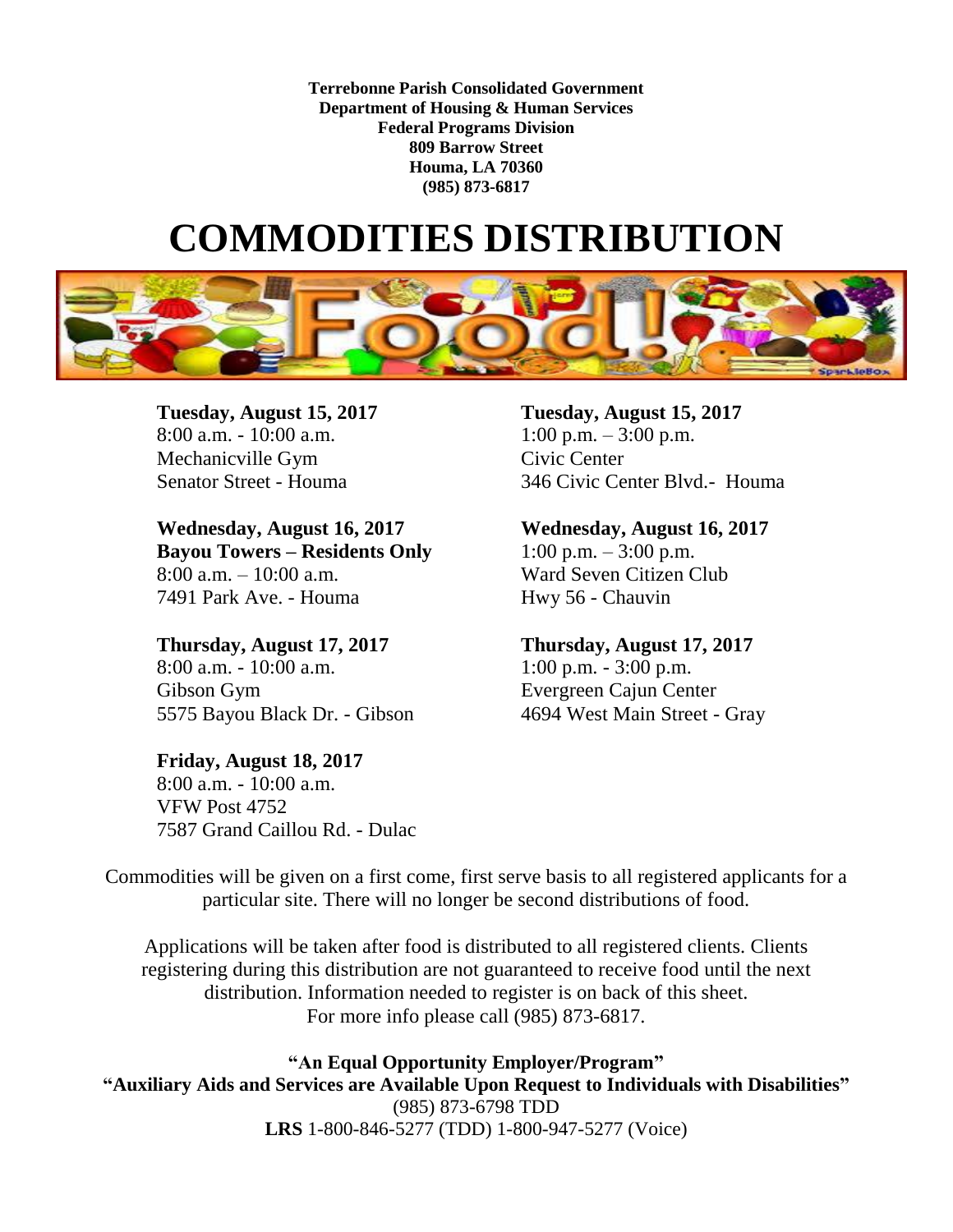**Terrebonne Parish Consolidated Government**
**Department of Housing & Human Services**
**Federal Programs Division**
**809 Barrow Street**
**Houma, LA 70360**
**(985) 873-6817**

# COMMODITIES DISTRIBUTION

**Tuesday, August 15, 2017**
8:00 a.m. - 10:00 a.m.
Mechanicville Gym
Senator Street - Houma

**Tuesday, August 15, 2017**
1:00 p.m. – 3:00 p.m.
Civic Center
346 Civic Center Blvd.- Houma

**Wednesday, August 16, 2017**
**Bayou Towers – Residents Only**
8:00 a.m. – 10:00 a.m.
7491 Park Ave. - Houma

**Wednesday, August 16, 2017**
1:00 p.m. – 3:00 p.m.
Ward Seven Citizen Club
Hwy 56 - Chauvin

**Thursday, August 17, 2017**
8:00 a.m. - 10:00 a.m.
Gibson Gym
5575 Bayou Black Dr. - Gibson

**Thursday, August 17, 2017**
1:00 p.m. - 3:00 p.m.
Evergreen Cajun Center
4694 West Main Street - Gray

**Friday, August 18, 2017**
8:00 a.m. - 10:00 a.m.
VFW Post 4752
7587 Grand Caillou Rd. - Dulac

Commodities will be given on a first come, first serve basis to all registered applicants for a particular site. There will no longer be second distributions of food.

Applications will be taken after food is distributed to all registered clients. Clients registering during this distribution are not guaranteed to receive food until the next distribution. Information needed to register is on back of this sheet. For more info please call (985) 873-6817.

**"An Equal Opportunity Employer/Program"**
**"Auxiliary Aids and Services are Available Upon Request to Individuals with Disabilities"**
(985) 873-6798 TDD
**LRS** 1-800-846-5277 (TDD) 1-800-947-5277 (Voice)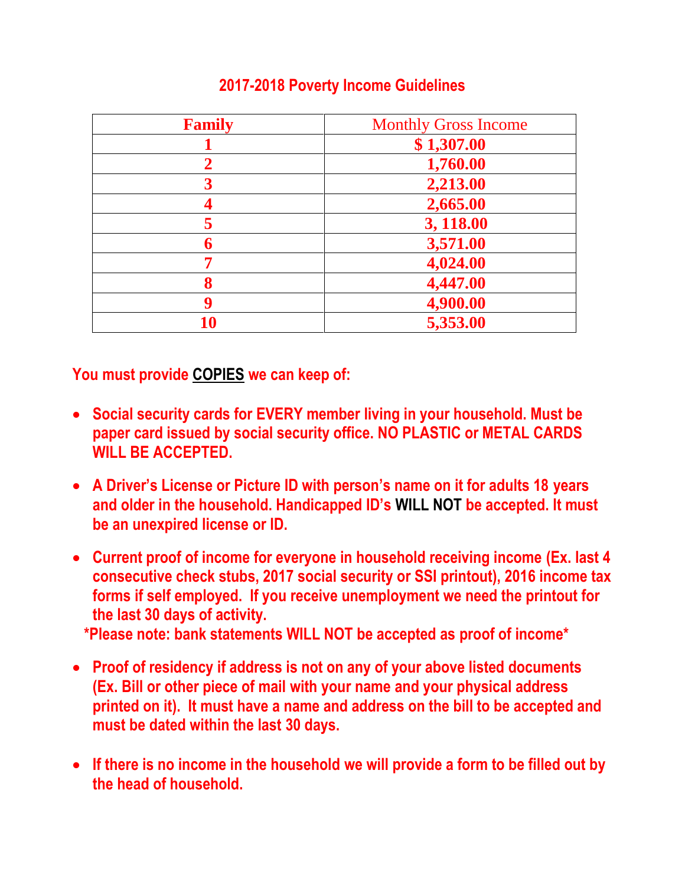## 2017-2018 Poverty Income Guidelines

| Family | Monthly Gross Income |
|---|---|
| **1** | **$ 1,307.00** |
| **2** | **1,760.00** |
| **3** | **2,213.00** |
| **4** | **2,665.00** |
| **5** | **3, 118.00** |
| **6** | **3,571.00** |
| **7** | **4,024.00** |
| **8** | **4,447.00** |
| **9** | **4,900.00** |
| **10** | **5,353.00** |

**You must provide <u>COPIES</u> we can keep of:**

- **Social security cards for EVERY member living in your household. Must be paper card issued by social security office. NO PLASTIC or METAL CARDS WILL BE ACCEPTED.**
- **A Driver's License or Picture ID with person's name on it for adults 18 years and older in the household. Handicapped ID's WILL NOT be accepted. It must be an unexpired license or ID.**
- **Current proof of income for everyone in household receiving income (Ex. last 4 consecutive check stubs, 2017 social security or SSI printout), 2016 income tax forms if self employed. If you receive unemployment we need the printout for the last 30 days of activity.**

  **\*Please note: bank statements WILL NOT be accepted as proof of income\***
- **Proof of residency if address is not on any of your above listed documents (Ex. Bill or other piece of mail with your name and your physical address printed on it). It must have a name and address on the bill to be accepted and must be dated within the last 30 days.**
- **If there is no income in the household we will provide a form to be filled out by the head of household.**